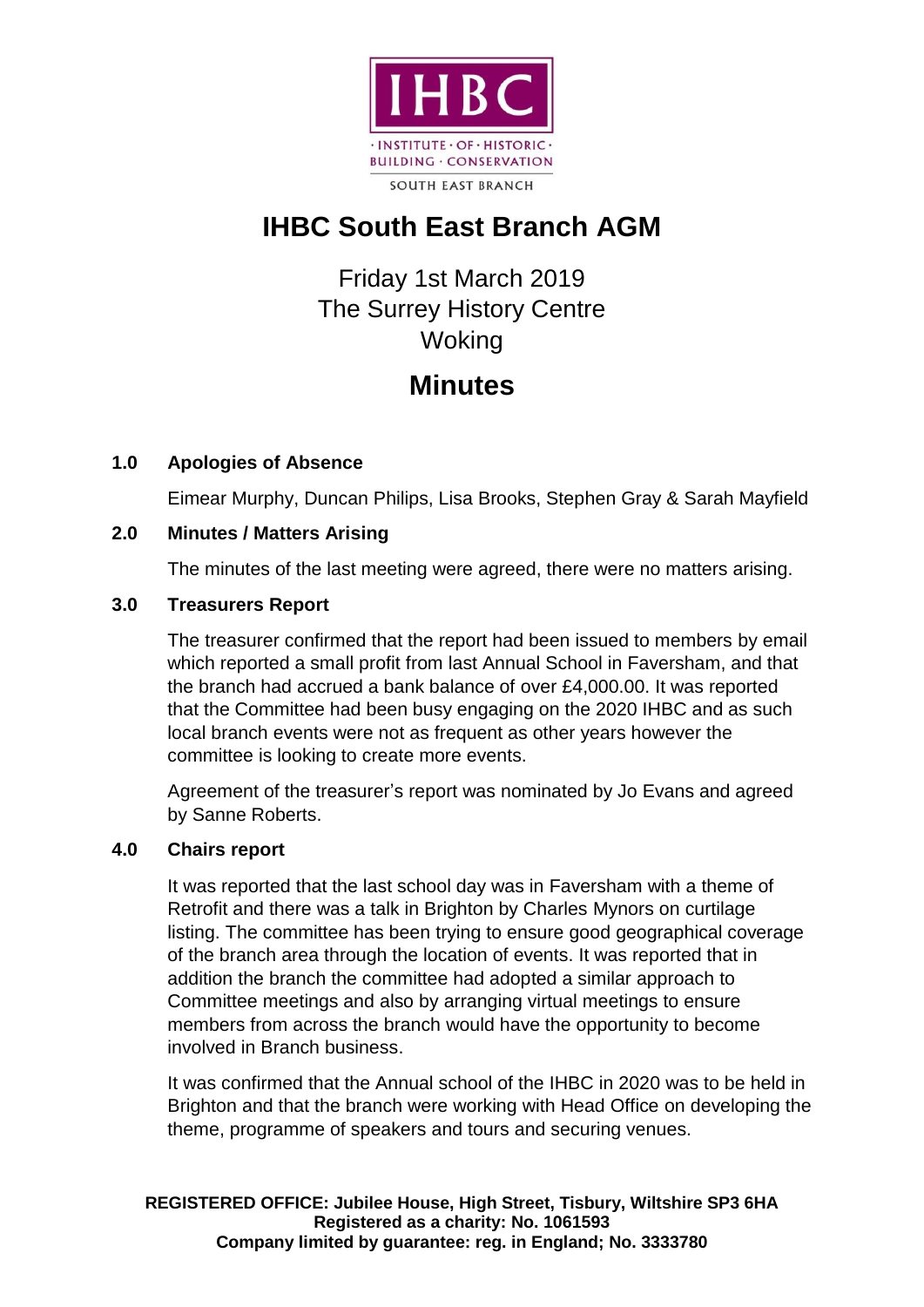IHBC
· INSTITUTE · OF · HISTORIC ·
BUILDING · CONSERVATION
SOUTH EAST BRANCH

# IHBC South East Branch AGM

Friday 1st March 2019
The Surrey History Centre
Woking

# Minutes

### 1.0 Apologies of Absence

Eimear Murphy, Duncan Philips, Lisa Brooks, Stephen Gray & Sarah Mayfield

### 2.0 Minutes / Matters Arising

The minutes of the last meeting were agreed, there were no matters arising.

### 3.0 Treasurers Report

The treasurer confirmed that the report had been issued to members by email which reported a small profit from last Annual School in Faversham, and that the branch had accrued a bank balance of over £4,000.00. It was reported that the Committee had been busy engaging on the 2020 IHBC and as such local branch events were not as frequent as other years however the committee is looking to create more events.

Agreement of the treasurer's report was nominated by Jo Evans and agreed by Sanne Roberts.

### 4.0 Chairs report

It was reported that the last school day was in Faversham with a theme of Retrofit and there was a talk in Brighton by Charles Mynors on curtilage listing. The committee has been trying to ensure good geographical coverage of the branch area through the location of events. It was reported that in addition the branch the committee had adopted a similar approach to Committee meetings and also by arranging virtual meetings to ensure members from across the branch would have the opportunity to become involved in Branch business.

It was confirmed that the Annual school of the IHBC in 2020 was to be held in Brighton and that the branch were working with Head Office on developing the theme, programme of speakers and tours and securing venues.

**REGISTERED OFFICE: Jubilee House, High Street, Tisbury, Wiltshire SP3 6HA**
**Registered as a charity: No. 1061593**
**Company limited by guarantee: reg. in England; No. 3333780**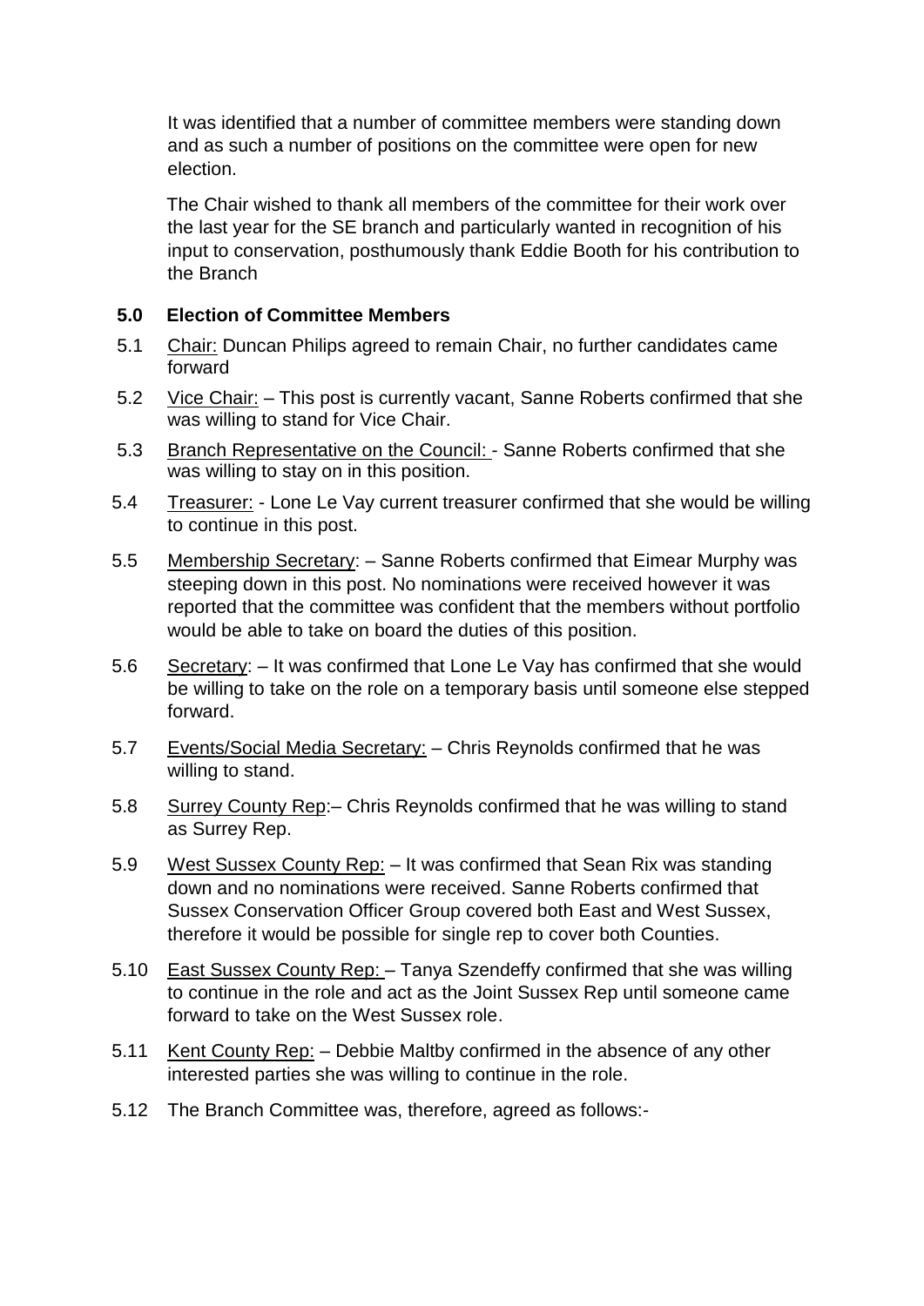It was identified that a number of committee members were standing down and as such a number of positions on the committee were open for new election.

The Chair wished to thank all members of the committee for their work over the last year for the SE branch and particularly wanted in recognition of his input to conservation, posthumously thank Eddie Booth for his contribution to the Branch

## 5.0 Election of Committee Members

5.1 Chair: Duncan Philips agreed to remain Chair, no further candidates came forward

5.2 Vice Chair: – This post is currently vacant, Sanne Roberts confirmed that she was willing to stand for Vice Chair.

5.3 Branch Representative on the Council: - Sanne Roberts confirmed that she was willing to stay on in this position.

5.4 Treasurer: - Lone Le Vay current treasurer confirmed that she would be willing to continue in this post.

5.5 Membership Secretary: – Sanne Roberts confirmed that Eimear Murphy was steeping down in this post. No nominations were received however it was reported that the committee was confident that the members without portfolio would be able to take on board the duties of this position.

5.6 Secretary: – It was confirmed that Lone Le Vay has confirmed that she would be willing to take on the role on a temporary basis until someone else stepped forward.

5.7 Events/Social Media Secretary: – Chris Reynolds confirmed that he was willing to stand.

5.8 Surrey County Rep:– Chris Reynolds confirmed that he was willing to stand as Surrey Rep.

5.9 West Sussex County Rep: – It was confirmed that Sean Rix was standing down and no nominations were received. Sanne Roberts confirmed that Sussex Conservation Officer Group covered both East and West Sussex, therefore it would be possible for single rep to cover both Counties.

5.10 East Sussex County Rep: – Tanya Szendeffy confirmed that she was willing to continue in the role and act as the Joint Sussex Rep until someone came forward to take on the West Sussex role.

5.11 Kent County Rep: – Debbie Maltby confirmed in the absence of any other interested parties she was willing to continue in the role.

5.12 The Branch Committee was, therefore, agreed as follows:-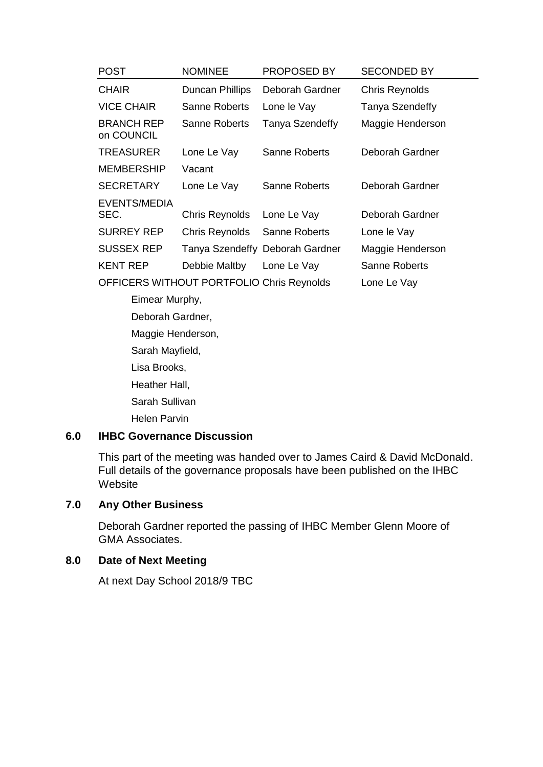| POST | NOMINEE | PROPOSED BY | SECONDED BY |
| --- | --- | --- | --- |
| CHAIR | Duncan Phillips | Deborah Gardner | Chris Reynolds |
| VICE CHAIR | Sanne Roberts | Lone le Vay | Tanya Szendeffy |
| BRANCH REP on COUNCIL | Sanne Roberts | Tanya Szendeffy | Maggie Henderson |
| TREASURER | Lone Le Vay | Sanne Roberts | Deborah Gardner |
| MEMBERSHIP | Vacant | | |
| SECRETARY | Lone Le Vay | Sanne Roberts | Deborah Gardner |
| EVENTS/MEDIA SEC. | Chris Reynolds | Lone Le Vay | Deborah Gardner |
| SURREY REP | Chris Reynolds | Sanne Roberts | Lone le Vay |
| SUSSEX REP | Tanya Szendeffy | Deborah Gardner | Maggie Henderson |
| KENT REP | Debbie Maltby | Lone Le Vay | Sanne Roberts |
| OFFICERS WITHOUT PORTFOLIO | | Chris Reynolds | Lone Le Vay |

Eimear Murphy,
Deborah Gardner,
Maggie Henderson,
Sarah Mayfield,
Lisa Brooks,
Heather Hall,
Sarah Sullivan
Helen Parvin

## 6.0 IHBC Governance Discussion

This part of the meeting was handed over to James Caird & David McDonald. Full details of the governance proposals have been published on the IHBC Website

## 7.0 Any Other Business

Deborah Gardner reported the passing of IHBC Member Glenn Moore of GMA Associates.

## 8.0 Date of Next Meeting

At next Day School 2018/9 TBC